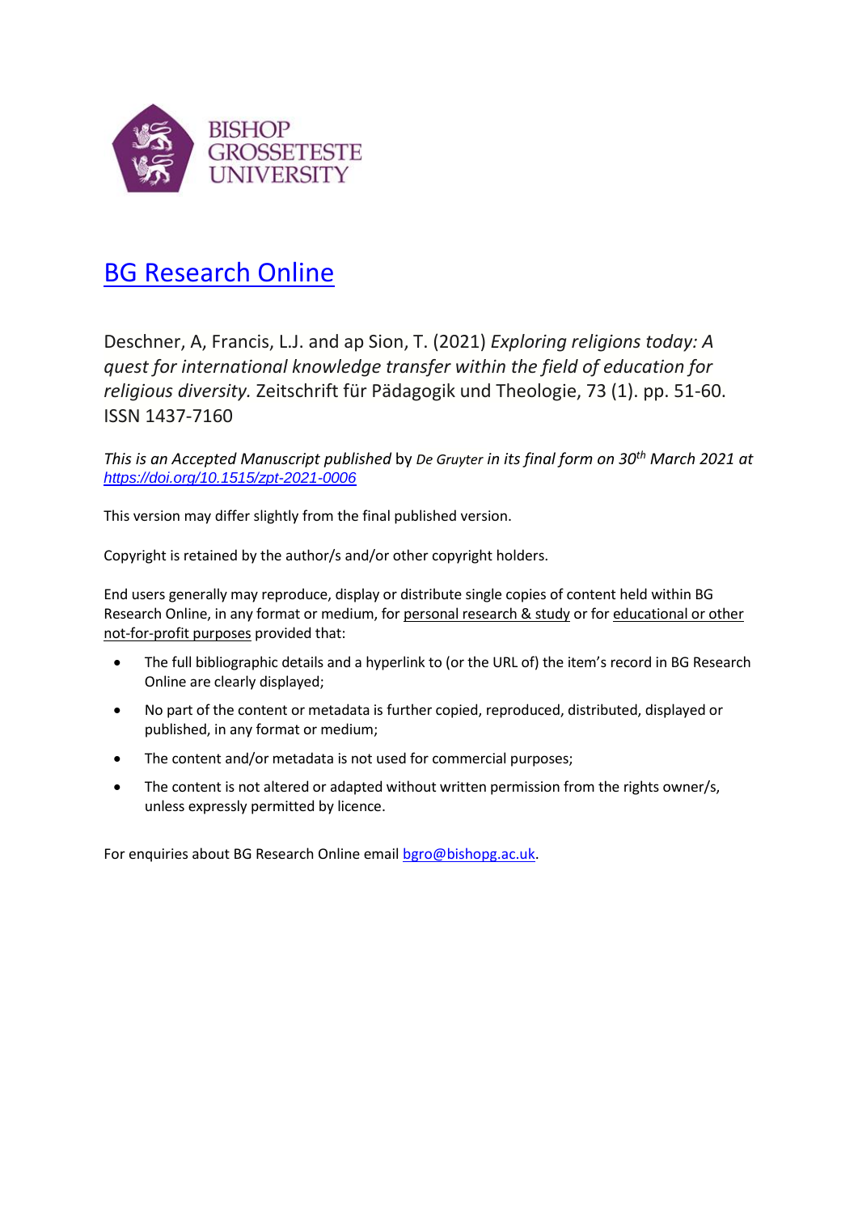BISHOP GROSSETESTE UNIVERSITY

# BG Research Online

Deschner, A, Francis, L.J. and ap Sion, T. (2021) *Exploring religions today: A quest for international knowledge transfer within the field of education for religious diversity.* Zeitschrift für Pädagogik und Theologie, 73 (1). pp. 51-60. ISSN 1437-7160

*This is an Accepted Manuscript published* by *De Gruyter in its final form on 30th March 2021 at* *https://doi.org/10.1515/zpt-2021-0006*

This version may differ slightly from the final published version.

Copyright is retained by the author/s and/or other copyright holders.

End users generally may reproduce, display or distribute single copies of content held within BG Research Online, in any format or medium, for personal research & study or for educational or other not-for-profit purposes provided that:

- The full bibliographic details and a hyperlink to (or the URL of) the item's record in BG Research Online are clearly displayed;
- No part of the content or metadata is further copied, reproduced, distributed, displayed or published, in any format or medium;
- The content and/or metadata is not used for commercial purposes;
- The content is not altered or adapted without written permission from the rights owner/s, unless expressly permitted by licence.

For enquiries about BG Research Online email bgro@bishopg.ac.uk.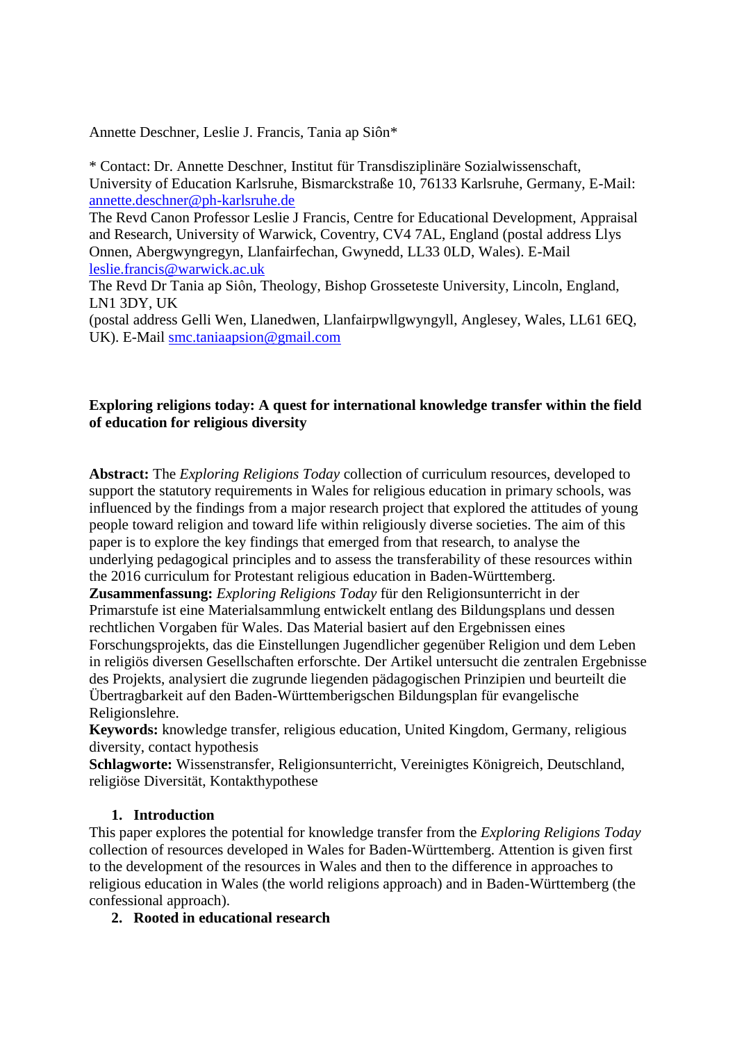Annette Deschner, Leslie J. Francis, Tania ap Siôn*

* Contact: Dr. Annette Deschner, Institut für Transdisziplinäre Sozialwissenschaft, University of Education Karlsruhe, Bismarckstraße 10, 76133 Karlsruhe, Germany, E-Mail: annette.deschner@ph-karlsruhe.de
The Revd Canon Professor Leslie J Francis, Centre for Educational Development, Appraisal and Research, University of Warwick, Coventry, CV4 7AL, England (postal address Llys Onnen, Abergwyngregyn, Llanfairfechan, Gwynedd, LL33 0LD, Wales). E-Mail leslie.francis@warwick.ac.uk
The Revd Dr Tania ap Siôn, Theology, Bishop Grosseteste University, Lincoln, England, LN1 3DY, UK
(postal address Gelli Wen, Llanedwen, Llanfairpwllgwyngyll, Anglesey, Wales, LL61 6EQ, UK). E-Mail smc.taniaapsion@gmail.com

**Exploring religions today: A quest for international knowledge transfer within the field of education for religious diversity**

**Abstract:** The *Exploring Religions Today* collection of curriculum resources, developed to support the statutory requirements in Wales for religious education in primary schools, was influenced by the findings from a major research project that explored the attitudes of young people toward religion and toward life within religiously diverse societies. The aim of this paper is to explore the key findings that emerged from that research, to analyse the underlying pedagogical principles and to assess the transferability of these resources within the 2016 curriculum for Protestant religious education in Baden-Württemberg.

**Zusammenfassung:** *Exploring Religions Today* für den Religionsunterricht in der Primarstufe ist eine Materialsammlung entwickelt entlang des Bildungsplans und dessen rechtlichen Vorgaben für Wales. Das Material basiert auf den Ergebnissen eines Forschungsprojekts, das die Einstellungen Jugendlicher gegenüber Religion und dem Leben in religiös diversen Gesellschaften erforschte. Der Artikel untersucht die zentralen Ergebnisse des Projekts, analysiert die zugrunde liegenden pädagogischen Prinzipien und beurteilt die Übertragbarkeit auf den Baden-Württemberigschen Bildungsplan für evangelische Religionslehre.

**Keywords:** knowledge transfer, religious education, United Kingdom, Germany, religious diversity, contact hypothesis

**Schlagworte:** Wissenstransfer, Religionsunterricht, Vereinigtes Königreich, Deutschland, religiöse Diversität, Kontakthypothese

## 1. Introduction

This paper explores the potential for knowledge transfer from the *Exploring Religions Today* collection of resources developed in Wales for Baden-Württemberg. Attention is given first to the development of the resources in Wales and then to the difference in approaches to religious education in Wales (the world religions approach) and in Baden-Württemberg (the confessional approach).

## 2. Rooted in educational research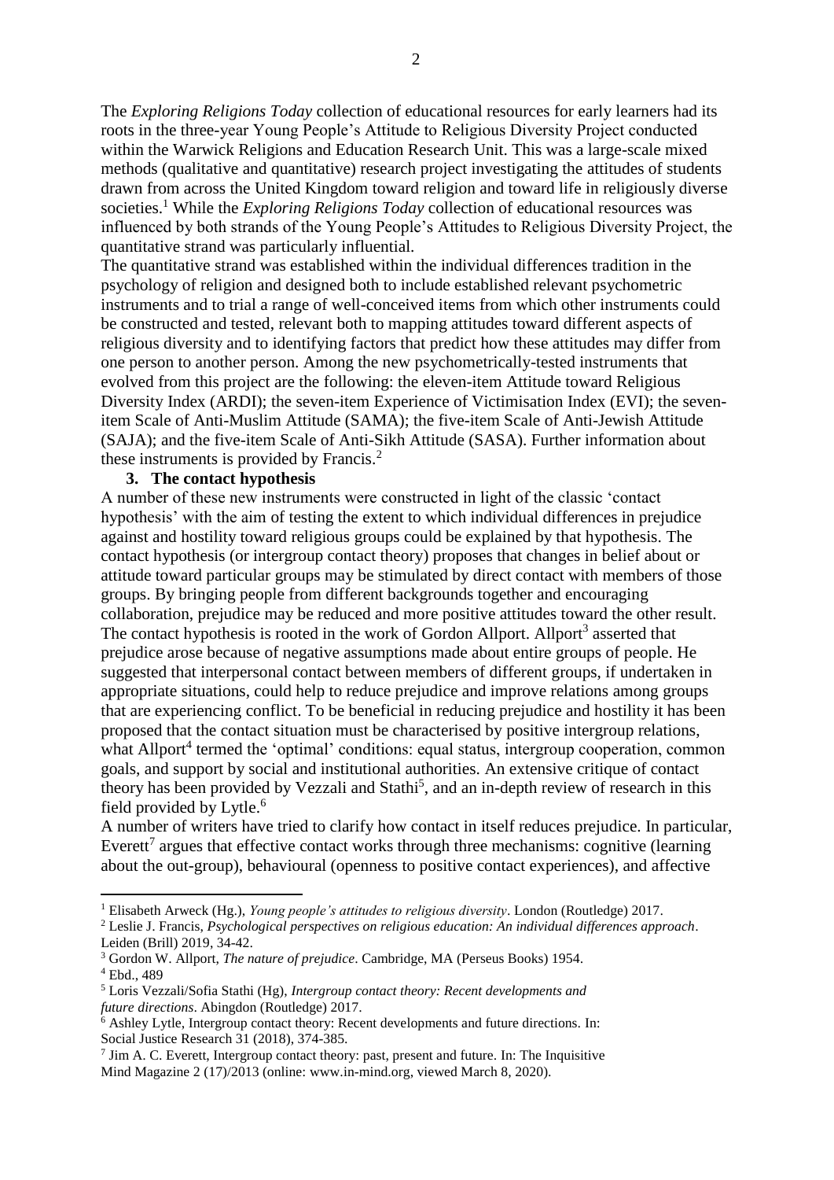The *Exploring Religions Today* collection of educational resources for early learners had its roots in the three-year Young People's Attitude to Religious Diversity Project conducted within the Warwick Religions and Education Research Unit. This was a large-scale mixed methods (qualitative and quantitative) research project investigating the attitudes of students drawn from across the United Kingdom toward religion and toward life in religiously diverse societies.[1] While the *Exploring Religions Today* collection of educational resources was influenced by both strands of the Young People's Attitudes to Religious Diversity Project, the quantitative strand was particularly influential.

The quantitative strand was established within the individual differences tradition in the psychology of religion and designed both to include established relevant psychometric instruments and to trial a range of well-conceived items from which other instruments could be constructed and tested, relevant both to mapping attitudes toward different aspects of religious diversity and to identifying factors that predict how these attitudes may differ from one person to another person. Among the new psychometrically-tested instruments that evolved from this project are the following: the eleven-item Attitude toward Religious Diversity Index (ARDI); the seven-item Experience of Victimisation Index (EVI); the seven-item Scale of Anti-Muslim Attitude (SAMA); the five-item Scale of Anti-Jewish Attitude (SAJA); and the five-item Scale of Anti-Sikh Attitude (SASA). Further information about these instruments is provided by Francis.[2]

## 3. The contact hypothesis

A number of these new instruments were constructed in light of the classic 'contact hypothesis' with the aim of testing the extent to which individual differences in prejudice against and hostility toward religious groups could be explained by that hypothesis. The contact hypothesis (or intergroup contact theory) proposes that changes in belief about or attitude toward particular groups may be stimulated by direct contact with members of those groups. By bringing people from different backgrounds together and encouraging collaboration, prejudice may be reduced and more positive attitudes toward the other result. The contact hypothesis is rooted in the work of Gordon Allport. Allport[3] asserted that prejudice arose because of negative assumptions made about entire groups of people. He suggested that interpersonal contact between members of different groups, if undertaken in appropriate situations, could help to reduce prejudice and improve relations among groups that are experiencing conflict. To be beneficial in reducing prejudice and hostility it has been proposed that the contact situation must be characterised by positive intergroup relations, what Allport[4] termed the 'optimal' conditions: equal status, intergroup cooperation, common goals, and support by social and institutional authorities. An extensive critique of contact theory has been provided by Vezzali and Stathi[5], and an in-depth review of research in this field provided by Lytle.[6]

A number of writers have tried to clarify how contact in itself reduces prejudice. In particular, Everett[7] argues that effective contact works through three mechanisms: cognitive (learning about the out-group), behavioural (openness to positive contact experiences), and affective

---

[1] Elisabeth Arweck (Hg.), *Young people's attitudes to religious diversity*. London (Routledge) 2017.

[2] Leslie J. Francis, *Psychological perspectives on religious education: An individual differences approach*. Leiden (Brill) 2019, 34-42.

[3] Gordon W. Allport, *The nature of prejudice*. Cambridge, MA (Perseus Books) 1954.

[4] Ebd., 489

[5] Loris Vezzali/Sofia Stathi (Hg), *Intergroup contact theory: Recent developments and future directions*. Abingdon (Routledge) 2017.

[6] Ashley Lytle, Intergroup contact theory: Recent developments and future directions. In: Social Justice Research 31 (2018), 374-385.

[7] Jim A. C. Everett, Intergroup contact theory: past, present and future. In: The Inquisitive Mind Magazine 2 (17)/2013 (online: www.in-mind.org, viewed March 8, 2020).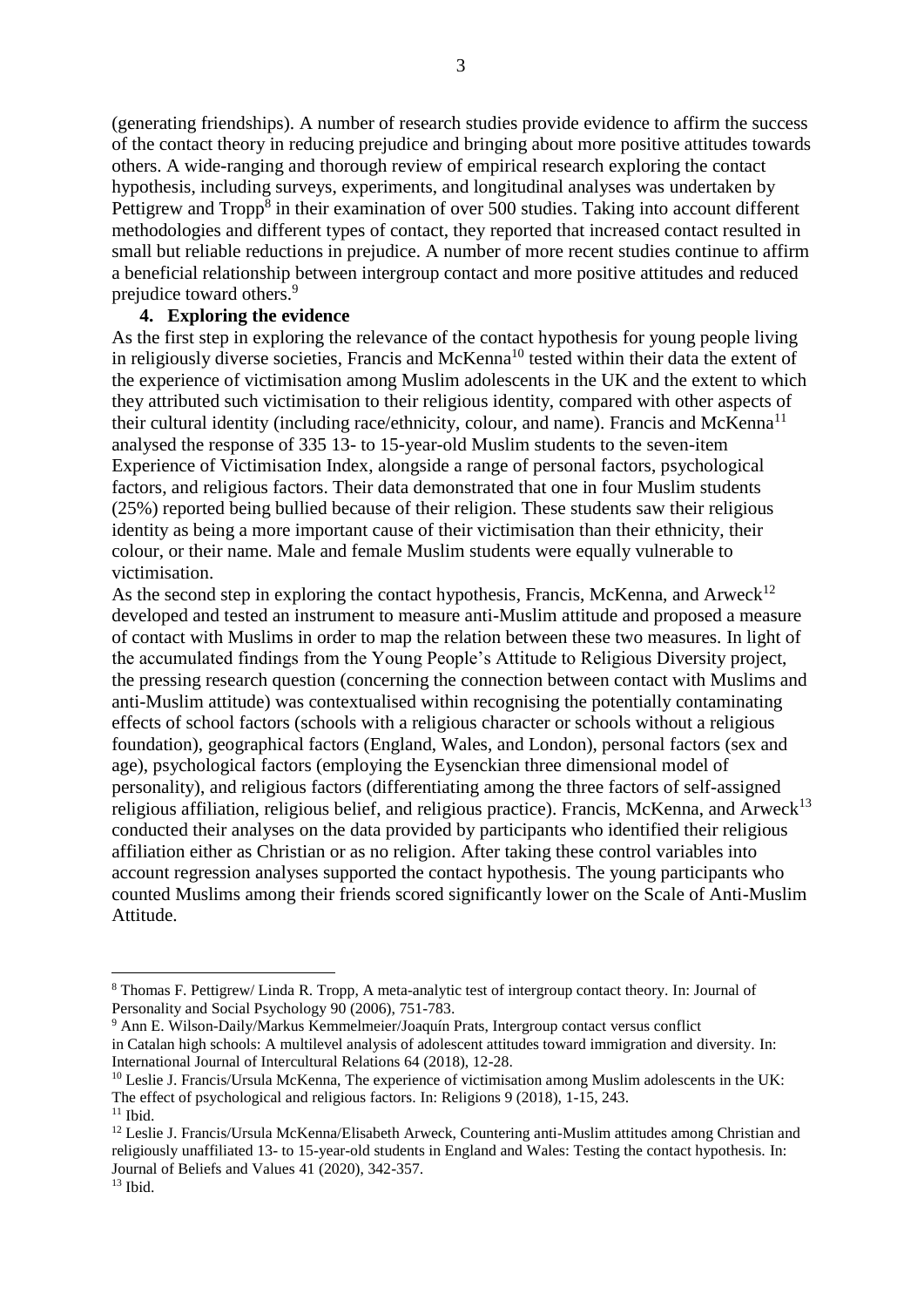(generating friendships). A number of research studies provide evidence to affirm the success of the contact theory in reducing prejudice and bringing about more positive attitudes towards others. A wide-ranging and thorough review of empirical research exploring the contact hypothesis, including surveys, experiments, and longitudinal analyses was undertaken by Pettigrew and Tropp[8] in their examination of over 500 studies. Taking into account different methodologies and different types of contact, they reported that increased contact resulted in small but reliable reductions in prejudice. A number of more recent studies continue to affirm a beneficial relationship between intergroup contact and more positive attitudes and reduced prejudice toward others.[9]

## 4. Exploring the evidence

As the first step in exploring the relevance of the contact hypothesis for young people living in religiously diverse societies, Francis and McKenna[10] tested within their data the extent of the experience of victimisation among Muslim adolescents in the UK and the extent to which they attributed such victimisation to their religious identity, compared with other aspects of their cultural identity (including race/ethnicity, colour, and name). Francis and McKenna[11] analysed the response of 335 13- to 15-year-old Muslim students to the seven-item Experience of Victimisation Index, alongside a range of personal factors, psychological factors, and religious factors. Their data demonstrated that one in four Muslim students (25%) reported being bullied because of their religion. These students saw their religious identity as being a more important cause of their victimisation than their ethnicity, their colour, or their name. Male and female Muslim students were equally vulnerable to victimisation.

As the second step in exploring the contact hypothesis, Francis, McKenna, and Arweck[12] developed and tested an instrument to measure anti-Muslim attitude and proposed a measure of contact with Muslims in order to map the relation between these two measures. In light of the accumulated findings from the Young People's Attitude to Religious Diversity project, the pressing research question (concerning the connection between contact with Muslims and anti-Muslim attitude) was contextualised within recognising the potentially contaminating effects of school factors (schools with a religious character or schools without a religious foundation), geographical factors (England, Wales, and London), personal factors (sex and age), psychological factors (employing the Eysenckian three dimensional model of personality), and religious factors (differentiating among the three factors of self-assigned religious affiliation, religious belief, and religious practice). Francis, McKenna, and Arweck[13] conducted their analyses on the data provided by participants who identified their religious affiliation either as Christian or as no religion. After taking these control variables into account regression analyses supported the contact hypothesis. The young participants who counted Muslims among their friends scored significantly lower on the Scale of Anti-Muslim Attitude.

---

[8] Thomas F. Pettigrew/ Linda R. Tropp, A meta-analytic test of intergroup contact theory. In: Journal of Personality and Social Psychology 90 (2006), 751-783.

[9] Ann E. Wilson-Daily/Markus Kemmelmeier/Joaquín Prats, Intergroup contact versus conflict in Catalan high schools: A multilevel analysis of adolescent attitudes toward immigration and diversity. In: International Journal of Intercultural Relations 64 (2018), 12-28.

[10] Leslie J. Francis/Ursula McKenna, The experience of victimisation among Muslim adolescents in the UK: The effect of psychological and religious factors. In: Religions 9 (2018), 1-15, 243.

[11] Ibid.

[12] Leslie J. Francis/Ursula McKenna/Elisabeth Arweck, Countering anti-Muslim attitudes among Christian and religiously unaffiliated 13- to 15-year-old students in England and Wales: Testing the contact hypothesis. In: Journal of Beliefs and Values 41 (2020), 342-357.

[13] Ibid.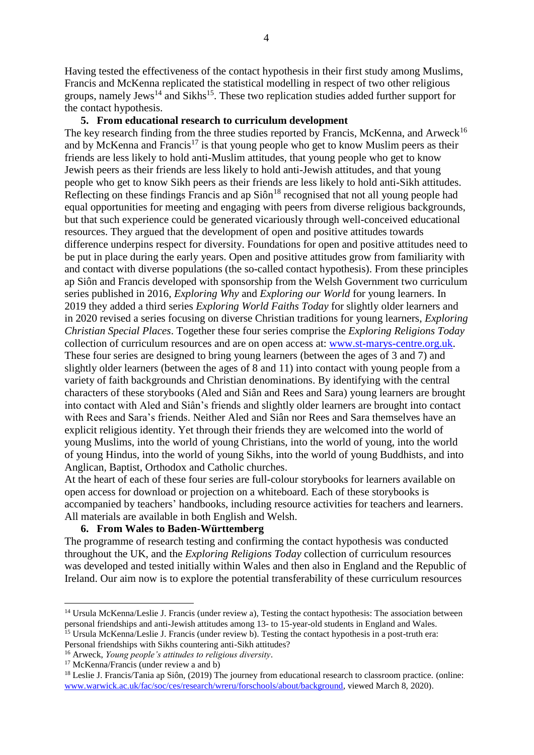Having tested the effectiveness of the contact hypothesis in their first study among Muslims, Francis and McKenna replicated the statistical modelling in respect of two other religious groups, namely Jews[14] and Sikhs[15]. These two replication studies added further support for the contact hypothesis.

## 5. From educational research to curriculum development

The key research finding from the three studies reported by Francis, McKenna, and Arweck[16] and by McKenna and Francis[17] is that young people who get to know Muslim peers as their friends are less likely to hold anti-Muslim attitudes, that young people who get to know Jewish peers as their friends are less likely to hold anti-Jewish attitudes, and that young people who get to know Sikh peers as their friends are less likely to hold anti-Sikh attitudes. Reflecting on these findings Francis and ap Siôn[18] recognised that not all young people had equal opportunities for meeting and engaging with peers from diverse religious backgrounds, but that such experience could be generated vicariously through well-conceived educational resources. They argued that the development of open and positive attitudes towards difference underpins respect for diversity. Foundations for open and positive attitudes need to be put in place during the early years. Open and positive attitudes grow from familiarity with and contact with diverse populations (the so-called contact hypothesis). From these principles ap Siôn and Francis developed with sponsorship from the Welsh Government two curriculum series published in 2016, *Exploring Why* and *Exploring our World* for young learners. In 2019 they added a third series *Exploring World Faiths Today* for slightly older learners and in 2020 revised a series focusing on diverse Christian traditions for young learners, *Exploring Christian Special Places*. Together these four series comprise the *Exploring Religions Today* collection of curriculum resources and are on open access at: www.st-marys-centre.org.uk. These four series are designed to bring young learners (between the ages of 3 and 7) and slightly older learners (between the ages of 8 and 11) into contact with young people from a variety of faith backgrounds and Christian denominations. By identifying with the central characters of these storybooks (Aled and Siân and Rees and Sara) young learners are brought into contact with Aled and Siân's friends and slightly older learners are brought into contact with Rees and Sara's friends. Neither Aled and Siân nor Rees and Sara themselves have an explicit religious identity. Yet through their friends they are welcomed into the world of young Muslims, into the world of young Christians, into the world of young, into the world of young Hindus, into the world of young Sikhs, into the world of young Buddhists, and into Anglican, Baptist, Orthodox and Catholic churches.

At the heart of each of these four series are full-colour storybooks for learners available on open access for download or projection on a whiteboard. Each of these storybooks is accompanied by teachers' handbooks, including resource activities for teachers and learners. All materials are available in both English and Welsh.

## 6. From Wales to Baden-Württemberg

The programme of research testing and confirming the contact hypothesis was conducted throughout the UK, and the *Exploring Religions Today* collection of curriculum resources was developed and tested initially within Wales and then also in England and the Republic of Ireland. Our aim now is to explore the potential transferability of these curriculum resources

---

[14] Ursula McKenna/Leslie J. Francis (under review a), Testing the contact hypothesis: The association between personal friendships and anti-Jewish attitudes among 13- to 15-year-old students in England and Wales.

[15] Ursula McKenna/Leslie J. Francis (under review b). Testing the contact hypothesis in a post-truth era: Personal friendships with Sikhs countering anti-Sikh attitudes?

[16] Arweck, *Young people's attitudes to religious diversity*.

[17] McKenna/Francis (under review a and b)

[18] Leslie J. Francis/Tania ap Siôn, (2019) The journey from educational research to classroom practice. (online: www.warwick.ac.uk/fac/soc/ces/research/wreru/forschools/about/background, viewed March 8, 2020).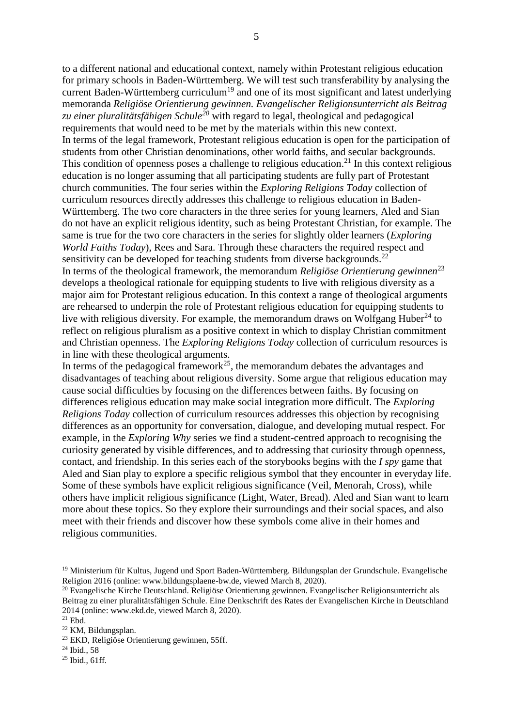to a different national and educational context, namely within Protestant religious education for primary schools in Baden-Württemberg. We will test such transferability by analysing the current Baden-Württemberg curriculum[19] and one of its most significant and latest underlying memoranda *Religiöse Orientierung gewinnen. Evangelischer Religionsunterricht als Beitrag zu einer pluralitätsfähigen Schule*[20] with regard to legal, theological and pedagogical requirements that would need to be met by the materials within this new context.

In terms of the legal framework, Protestant religious education is open for the participation of students from other Christian denominations, other world faiths, and secular backgrounds. This condition of openness poses a challenge to religious education.[21] In this context religious education is no longer assuming that all participating students are fully part of Protestant church communities. The four series within the *Exploring Religions Today* collection of curriculum resources directly addresses this challenge to religious education in Baden-Württemberg. The two core characters in the three series for young learners, Aled and Sian do not have an explicit religious identity, such as being Protestant Christian, for example. The same is true for the two core characters in the series for slightly older learners (*Exploring World Faiths Today*), Rees and Sara. Through these characters the required respect and sensitivity can be developed for teaching students from diverse backgrounds.[22]

In terms of the theological framework, the memorandum *Religiöse Orientierung gewinnen*[23] develops a theological rationale for equipping students to live with religious diversity as a major aim for Protestant religious education. In this context a range of theological arguments are rehearsed to underpin the role of Protestant religious education for equipping students to live with religious diversity. For example, the memorandum draws on Wolfgang Huber[24] to reflect on religious pluralism as a positive context in which to display Christian commitment and Christian openness. The *Exploring Religions Today* collection of curriculum resources is in line with these theological arguments.

In terms of the pedagogical framework[25], the memorandum debates the advantages and disadvantages of teaching about religious diversity. Some argue that religious education may cause social difficulties by focusing on the differences between faiths. By focusing on differences religious education may make social integration more difficult. The *Exploring Religions Today* collection of curriculum resources addresses this objection by recognising differences as an opportunity for conversation, dialogue, and developing mutual respect. For example, in the *Exploring Why* series we find a student-centred approach to recognising the curiosity generated by visible differences, and to addressing that curiosity through openness, contact, and friendship. In this series each of the storybooks begins with the *I spy* game that Aled and Sian play to explore a specific religious symbol that they encounter in everyday life. Some of these symbols have explicit religious significance (Veil, Menorah, Cross), while others have implicit religious significance (Light, Water, Bread). Aled and Sian want to learn more about these topics. So they explore their surroundings and their social spaces, and also meet with their friends and discover how these symbols come alive in their homes and religious communities.

---

[19] Ministerium für Kultus, Jugend und Sport Baden-Württemberg. Bildungsplan der Grundschule. Evangelische Religion 2016 (online: www.bildungsplaene-bw.de, viewed March 8, 2020).

[20] Evangelische Kirche Deutschland. Religiöse Orientierung gewinnen. Evangelischer Religionsunterricht als Beitrag zu einer pluralitätsfähigen Schule. Eine Denkschrift des Rates der Evangelischen Kirche in Deutschland 2014 (online: www.ekd.de, viewed March 8, 2020).

[21] Ebd.

[22] KM, Bildungsplan.

[23] EKD, Religiöse Orientierung gewinnen, 55ff.

[24] Ibid., 58

[25] Ibid., 61ff.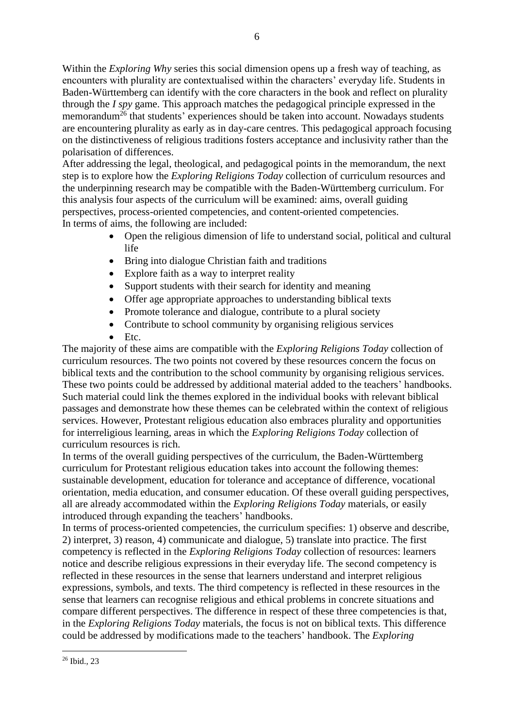Within the *Exploring Why* series this social dimension opens up a fresh way of teaching, as encounters with plurality are contextualised within the characters' everyday life. Students in Baden-Württemberg can identify with the core characters in the book and reflect on plurality through the *I spy* game. This approach matches the pedagogical principle expressed in the memorandum[26] that students' experiences should be taken into account. Nowadays students are encountering plurality as early as in day-care centres. This pedagogical approach focusing on the distinctiveness of religious traditions fosters acceptance and inclusivity rather than the polarisation of differences.

After addressing the legal, theological, and pedagogical points in the memorandum, the next step is to explore how the *Exploring Religions Today* collection of curriculum resources and the underpinning research may be compatible with the Baden-Württemberg curriculum. For this analysis four aspects of the curriculum will be examined: aims, overall guiding perspectives, process-oriented competencies, and content-oriented competencies.

In terms of aims, the following are included:

- Open the religious dimension of life to understand social, political and cultural life
- Bring into dialogue Christian faith and traditions
- Explore faith as a way to interpret reality
- Support students with their search for identity and meaning
- Offer age appropriate approaches to understanding biblical texts
- Promote tolerance and dialogue, contribute to a plural society
- Contribute to school community by organising religious services
- Etc.

The majority of these aims are compatible with the *Exploring Religions Today* collection of curriculum resources. The two points not covered by these resources concern the focus on biblical texts and the contribution to the school community by organising religious services. These two points could be addressed by additional material added to the teachers' handbooks. Such material could link the themes explored in the individual books with relevant biblical passages and demonstrate how these themes can be celebrated within the context of religious services. However, Protestant religious education also embraces plurality and opportunities for interreligious learning, areas in which the *Exploring Religions Today* collection of curriculum resources is rich.

In terms of the overall guiding perspectives of the curriculum, the Baden-Württemberg curriculum for Protestant religious education takes into account the following themes: sustainable development, education for tolerance and acceptance of difference, vocational orientation, media education, and consumer education. Of these overall guiding perspectives, all are already accommodated within the *Exploring Religions Today* materials, or easily introduced through expanding the teachers' handbooks.

In terms of process-oriented competencies, the curriculum specifies: 1) observe and describe, 2) interpret, 3) reason, 4) communicate and dialogue, 5) translate into practice. The first competency is reflected in the *Exploring Religions Today* collection of resources: learners notice and describe religious expressions in their everyday life. The second competency is reflected in these resources in the sense that learners understand and interpret religious expressions, symbols, and texts. The third competency is reflected in these resources in the sense that learners can recognise religious and ethical problems in concrete situations and compare different perspectives. The difference in respect of these three competencies is that, in the *Exploring Religions Today* materials, the focus is not on biblical texts. This difference could be addressed by modifications made to the teachers' handbook. The *Exploring*

---

[26] Ibid., 23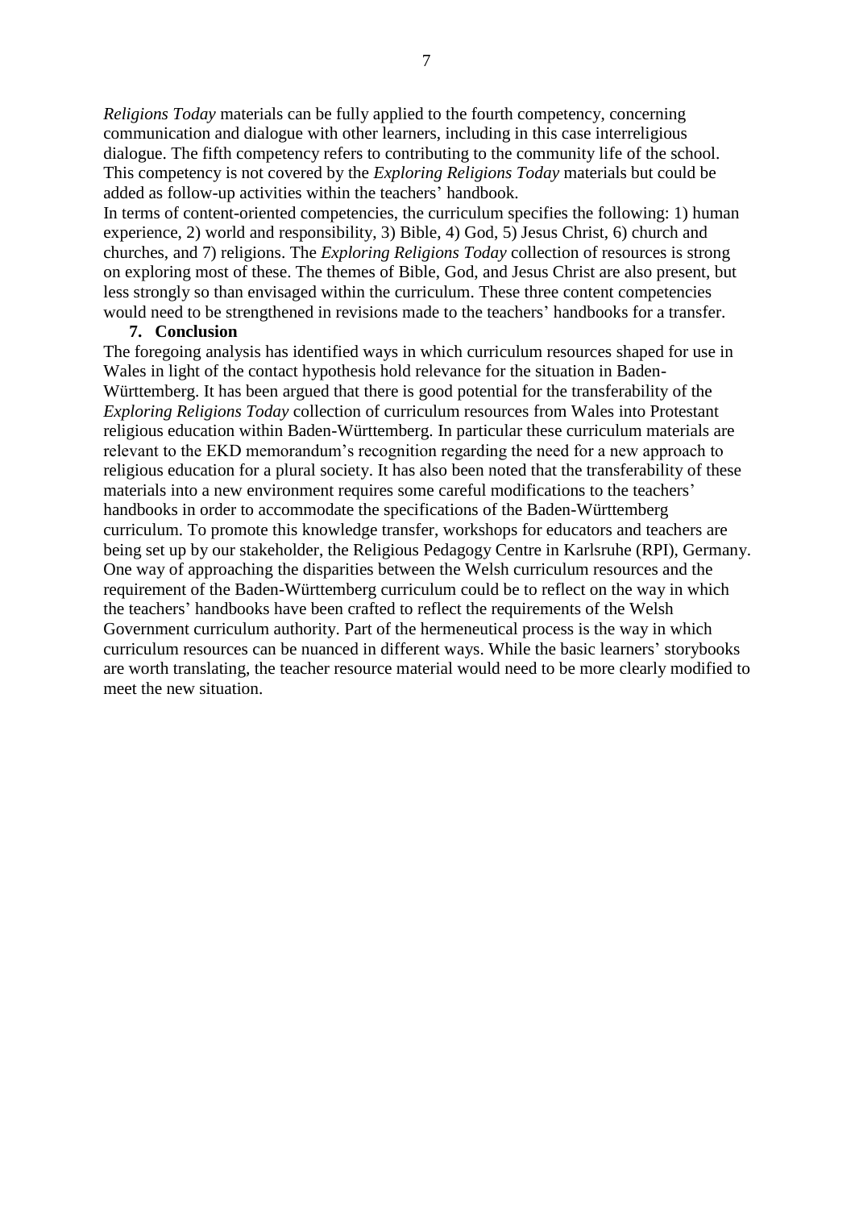*Religions Today* materials can be fully applied to the fourth competency, concerning communication and dialogue with other learners, including in this case interreligious dialogue. The fifth competency refers to contributing to the community life of the school. This competency is not covered by the *Exploring Religions Today* materials but could be added as follow-up activities within the teachers' handbook.

In terms of content-oriented competencies, the curriculum specifies the following: 1) human experience, 2) world and responsibility, 3) Bible, 4) God, 5) Jesus Christ, 6) church and churches, and 7) religions. The *Exploring Religions Today* collection of resources is strong on exploring most of these. The themes of Bible, God, and Jesus Christ are also present, but less strongly so than envisaged within the curriculum. These three content competencies would need to be strengthened in revisions made to the teachers' handbooks for a transfer.

## 7. Conclusion

The foregoing analysis has identified ways in which curriculum resources shaped for use in Wales in light of the contact hypothesis hold relevance for the situation in Baden-Württemberg. It has been argued that there is good potential for the transferability of the *Exploring Religions Today* collection of curriculum resources from Wales into Protestant religious education within Baden-Württemberg. In particular these curriculum materials are relevant to the EKD memorandum's recognition regarding the need for a new approach to religious education for a plural society. It has also been noted that the transferability of these materials into a new environment requires some careful modifications to the teachers' handbooks in order to accommodate the specifications of the Baden-Württemberg curriculum. To promote this knowledge transfer, workshops for educators and teachers are being set up by our stakeholder, the Religious Pedagogy Centre in Karlsruhe (RPI), Germany. One way of approaching the disparities between the Welsh curriculum resources and the requirement of the Baden-Württemberg curriculum could be to reflect on the way in which the teachers' handbooks have been crafted to reflect the requirements of the Welsh Government curriculum authority. Part of the hermeneutical process is the way in which curriculum resources can be nuanced in different ways. While the basic learners' storybooks are worth translating, the teacher resource material would need to be more clearly modified to meet the new situation.